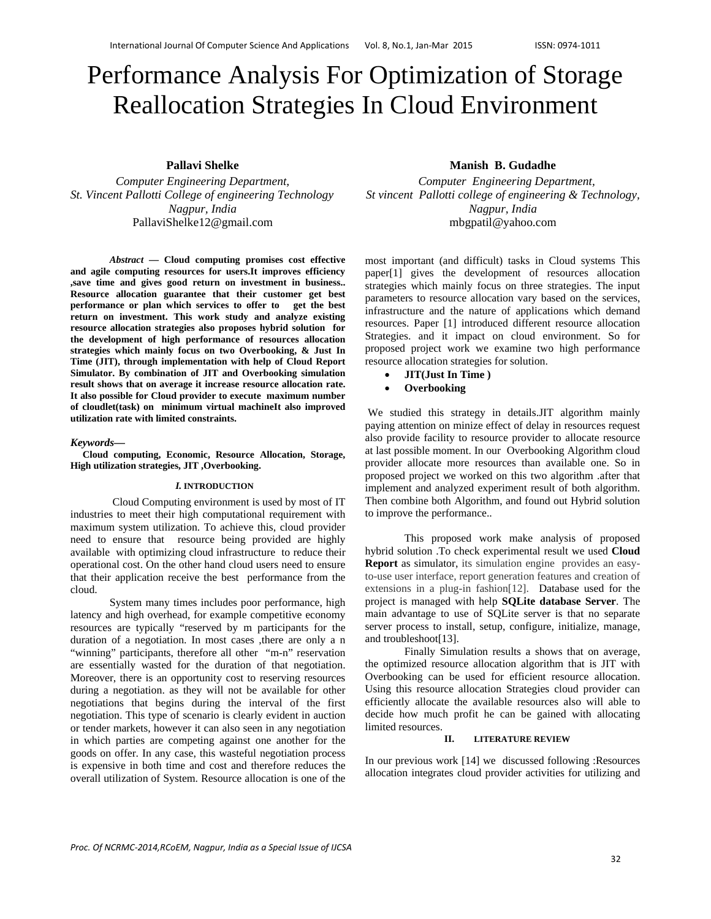# Performance Analysis For Optimization of Storage Reallocation Strategies In Cloud Environment

**Pallavi Shelke**
*Computer Engineering Department,*
*St. Vincent Pallotti College of engineering Technology*
*Nagpur, India*
PallaviShelke12@gmail.com

**Manish B. Gudadhe**
*Computer Engineering Department,*
*St vincent Pallotti college of engineering & Technology,*
*Nagpur, India*
mbgpatil@yahoo.com

***Abstract* — Cloud computing promises cost effective and agile computing resources for users.It improves efficiency ,save time and gives good return on investment in business.. Resource allocation guarantee that their customer get best performance or plan which services to offer to get the best return on investment. This work study and analyze existing resource allocation strategies also proposes hybrid solution for the development of high performance of resources allocation strategies which mainly focus on two Overbooking, & Just In Time (JIT), through implementation with help of Cloud Report Simulator. By combination of JIT and Overbooking simulation result shows that on average it increase resource allocation rate. It also possible for Cloud provider to execute maximum number of cloudlet(task) on minimum virtual machineIt also improved utilization rate with limited constraints.**

***Keywords—***
**Cloud computing, Economic, Resource Allocation, Storage, High utilization strategies, JIT ,Overbooking.**

## *I.* INTRODUCTION

Cloud Computing environment is used by most of IT industries to meet their high computational requirement with maximum system utilization. To achieve this, cloud provider need to ensure that resource being provided are highly available with optimizing cloud infrastructure to reduce their operational cost. On the other hand cloud users need to ensure that their application receive the best performance from the cloud.

System many times includes poor performance, high latency and high overhead, for example competitive economy resources are typically "reserved by m participants for the duration of a negotiation. In most cases ,there are only a n "winning" participants, therefore all other "m-n" reservation are essentially wasted for the duration of that negotiation. Moreover, there is an opportunity cost to reserving resources during a negotiation. as they will not be available for other negotiations that begins during the interval of the first negotiation. This type of scenario is clearly evident in auction or tender markets, however it can also seen in any negotiation in which parties are competing against one another for the goods on offer. In any case, this wasteful negotiation process is expensive in both time and cost and therefore reduces the overall utilization of System. Resource allocation is one of the most important (and difficult) tasks in Cloud systems This paper[1] gives the development of resources allocation strategies which mainly focus on three strategies. The input parameters to resource allocation vary based on the services, infrastructure and the nature of applications which demand resources. Paper [1] introduced different resource allocation Strategies. and it impact on cloud environment. So for proposed project work we examine two high performance resource allocation strategies for solution.

- **JIT(Just In Time )**
- **Overbooking**

We studied this strategy in details.JIT algorithm mainly paying attention on minize effect of delay in resources request also provide facility to resource provider to allocate resource at last possible moment. In our Overbooking Algorithm cloud provider allocate more resources than available one. So in proposed project we worked on this two algorithm .after that implement and analyzed experiment result of both algorithm. Then combine both Algorithm, and found out Hybrid solution to improve the performance..

This proposed work make analysis of proposed hybrid solution .To check experimental result we used **Cloud Report** as simulator, its simulation engine provides an easy-to-use user interface, report generation features and creation of extensions in a plug-in fashion[12]. Database used for the project is managed with help **SQLite database Server**. The main advantage to use of SQLite server is that no separate server process to install, setup, configure, initialize, manage, and troubleshoot[13].

Finally Simulation results a shows that on average, the optimized resource allocation algorithm that is JIT with Overbooking can be used for efficient resource allocation. Using this resource allocation Strategies cloud provider can efficiently allocate the available resources also will able to decide how much profit he can be gained with allocating limited resources.

## II. LITERATURE REVIEW

In our previous work [14] we discussed following :Resources allocation integrates cloud provider activities for utilizing and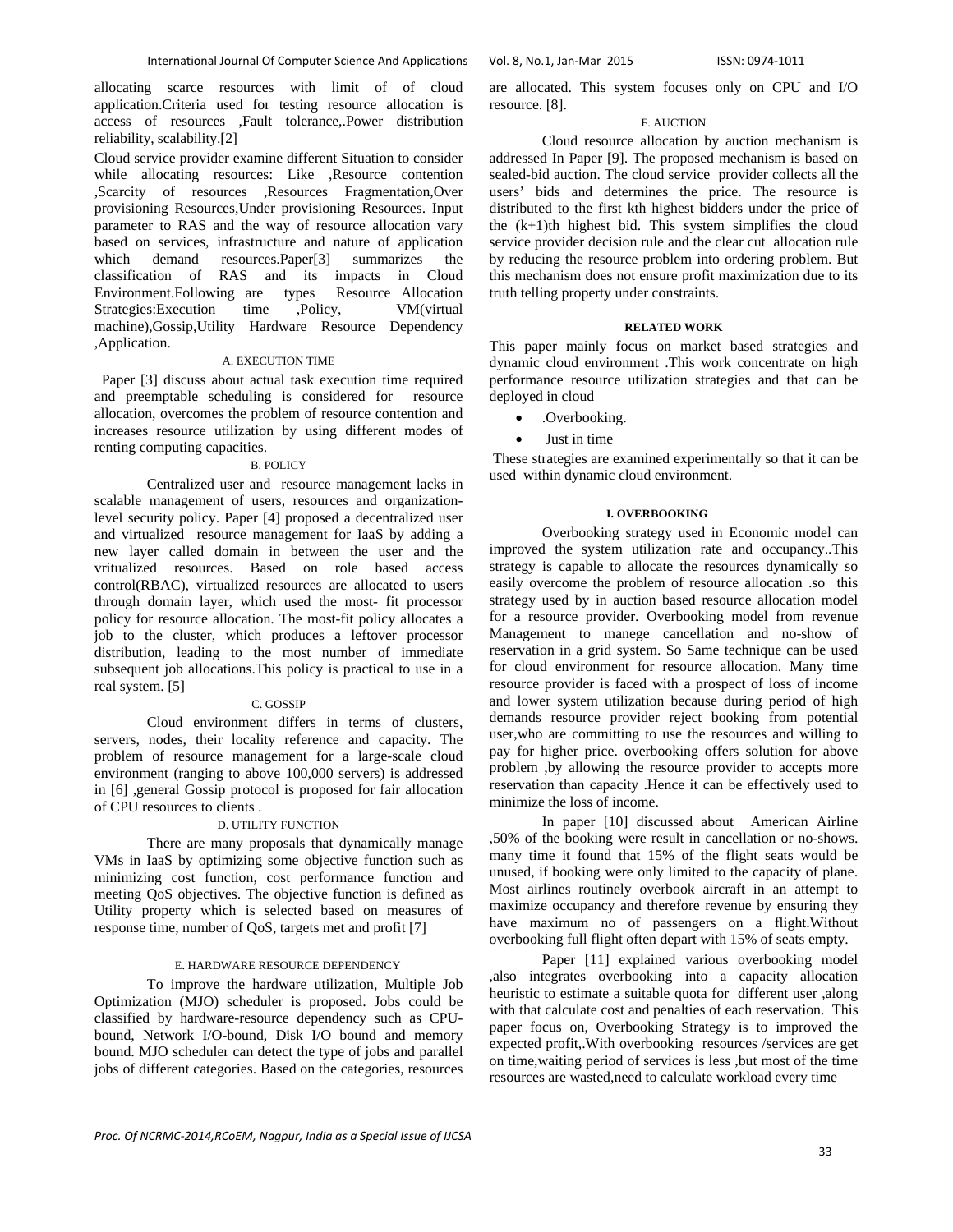allocating scarce resources with limit of of cloud application.Criteria used for testing resource allocation is access of resources ,Fault tolerance,.Power distribution reliability, scalability.[2]

Cloud service provider examine different Situation to consider while allocating resources: Like ,Resource contention ,Scarcity of resources ,Resources Fragmentation,Over provisioning Resources,Under provisioning Resources. Input parameter to RAS and the way of resource allocation vary based on services, infrastructure and nature of application which demand resources.Paper[3] summarizes the classification of RAS and its impacts in Cloud Environment.Following are types Resource Allocation Strategies:Execution time ,Policy, VM(virtual machine),Gossip,Utility Hardware Resource Dependency ,Application.

### A. EXECUTION TIME

Paper [3] discuss about actual task execution time required and preemptable scheduling is considered for resource allocation, overcomes the problem of resource contention and increases resource utilization by using different modes of renting computing capacities.

### B. POLICY

Centralized user and resource management lacks in scalable management of users, resources and organization-level security policy. Paper [4] proposed a decentralized user and virtualized resource management for IaaS by adding a new layer called domain in between the user and the vritualized resources. Based on role based access control(RBAC), virtualized resources are allocated to users through domain layer, which used the most- fit processor policy for resource allocation. The most-fit policy allocates a job to the cluster, which produces a leftover processor distribution, leading to the most number of immediate subsequent job allocations.This policy is practical to use in a real system. [5]

### C. GOSSIP

Cloud environment differs in terms of clusters, servers, nodes, their locality reference and capacity. The problem of resource management for a large-scale cloud environment (ranging to above 100,000 servers) is addressed in [6] ,general Gossip protocol is proposed for fair allocation of CPU resources to clients .

### D. UTILITY FUNCTION

There are many proposals that dynamically manage VMs in IaaS by optimizing some objective function such as minimizing cost function, cost performance function and meeting QoS objectives. The objective function is defined as Utility property which is selected based on measures of response time, number of QoS, targets met and profit [7]

### E. HARDWARE RESOURCE DEPENDENCY

To improve the hardware utilization, Multiple Job Optimization (MJO) scheduler is proposed. Jobs could be classified by hardware-resource dependency such as CPU-bound, Network I/O-bound, Disk I/O bound and memory bound. MJO scheduler can detect the type of jobs and parallel jobs of different categories. Based on the categories, resources are allocated. This system focuses only on CPU and I/O resource. [8].

### F. AUCTION

Cloud resource allocation by auction mechanism is addressed In Paper [9]. The proposed mechanism is based on sealed-bid auction. The cloud service provider collects all the users' bids and determines the price. The resource is distributed to the first kth highest bidders under the price of the (k+1)th highest bid. This system simplifies the cloud service provider decision rule and the clear cut allocation rule by reducing the resource problem into ordering problem. But this mechanism does not ensure profit maximization due to its truth telling property under constraints.

## RELATED WORK

This paper mainly focus on market based strategies and dynamic cloud environment .This work concentrate on high performance resource utilization strategies and that can be deployed in cloud

- .Overbooking.
- Just in time

These strategies are examined experimentally so that it can be used within dynamic cloud environment.

### I. OVERBOOKING

Overbooking strategy used in Economic model can improved the system utilization rate and occupancy..This strategy is capable to allocate the resources dynamically so easily overcome the problem of resource allocation .so this strategy used by in auction based resource allocation model for a resource provider. Overbooking model from revenue Management to manege cancellation and no-show of reservation in a grid system. So Same technique can be used for cloud environment for resource allocation. Many time resource provider is faced with a prospect of loss of income and lower system utilization because during period of high demands resource provider reject booking from potential user,who are committing to use the resources and willing to pay for higher price. overbooking offers solution for above problem ,by allowing the resource provider to accepts more reservation than capacity .Hence it can be effectively used to minimize the loss of income.

In paper [10] discussed about American Airline ,50% of the booking were result in cancellation or no-shows. many time it found that 15% of the flight seats would be unused, if booking were only limited to the capacity of plane. Most airlines routinely overbook aircraft in an attempt to maximize occupancy and therefore revenue by ensuring they have maximum no of passengers on a flight.Without overbooking full flight often depart with 15% of seats empty.

Paper [11] explained various overbooking model ,also integrates overbooking into a capacity allocation heuristic to estimate a suitable quota for different user ,along with that calculate cost and penalties of each reservation. This paper focus on, Overbooking Strategy is to improved the expected profit,.With overbooking resources /services are get on time,waiting period of services is less ,but most of the time resources are wasted,need to calculate workload every time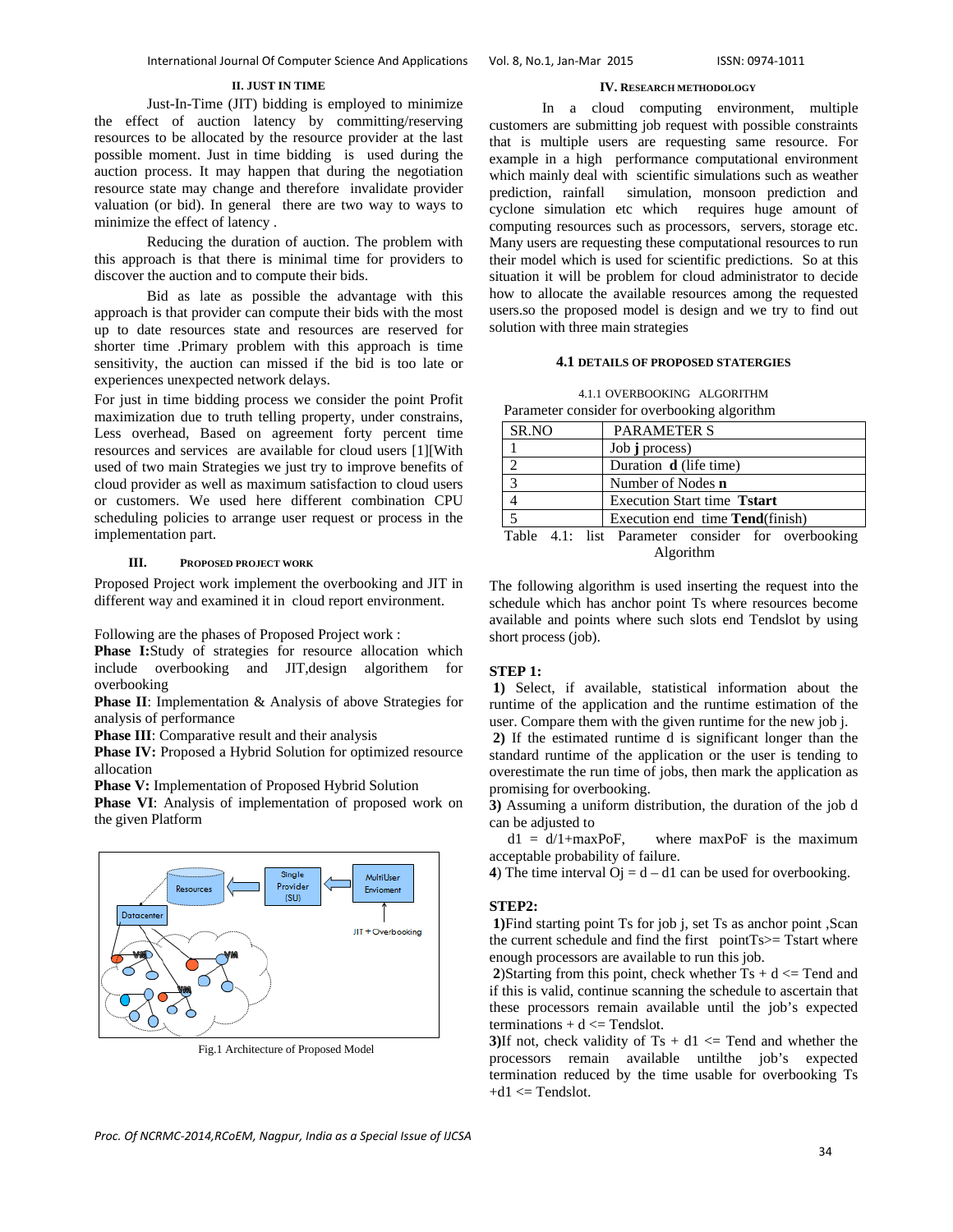## II. JUST IN TIME

Just-In-Time (JIT) bidding is employed to minimize the effect of auction latency by committing/reserving resources to be allocated by the resource provider at the last possible moment. Just in time bidding is used during the auction process. It may happen that during the negotiation resource state may change and therefore invalidate provider valuation (or bid). In general there are two way to ways to minimize the effect of latency .

Reducing the duration of auction. The problem with this approach is that there is minimal time for providers to discover the auction and to compute their bids.

Bid as late as possible the advantage with this approach is that provider can compute their bids with the most up to date resources state and resources are reserved for shorter time .Primary problem with this approach is time sensitivity, the auction can missed if the bid is too late or experiences unexpected network delays.

For just in time bidding process we consider the point Profit maximization due to truth telling property, under constrains, Less overhead, Based on agreement forty percent time resources and services are available for cloud users [1][With used of two main Strategies we just try to improve benefits of cloud provider as well as maximum satisfaction to cloud users or customers. We used here different combination CPU scheduling policies to arrange user request or process in the implementation part.

## III. PROPOSED PROJECT WORK

Proposed Project work implement the overbooking and JIT in different way and examined it in cloud report environment.

Following are the phases of Proposed Project work :

**Phase I:**Study of strategies for resource allocation which include overbooking and JIT,design algorithem for overbooking

**Phase II**: Implementation & Analysis of above Strategies for analysis of performance

**Phase III**: Comparative result and their analysis

**Phase IV:** Proposed a Hybrid Solution for optimized resource allocation

**Phase V:** Implementation of Proposed Hybrid Solution

**Phase VI**: Analysis of implementation of proposed work on the given Platform

Fig.1 Architecture of Proposed Model

## IV. RESEARCH METHODOLOGY

In a cloud computing environment, multiple customers are submitting job request with possible constraints that is multiple users are requesting same resource. For example in a high performance computational environment which mainly deal with scientific simulations such as weather prediction, rainfall simulation, monsoon prediction and cyclone simulation etc which requires huge amount of computing resources such as processors, servers, storage etc. Many users are requesting these computational resources to run their model which is used for scientific predictions. So at this situation it will be problem for cloud administrator to decide how to allocate the available resources among the requested users.so the proposed model is design and we try to find out solution with three main strategies

### 4.1 DETAILS OF PROPOSED STATERGIES

#### 4.1.1 OVERBOOKING ALGORITHM

Parameter consider for overbooking algorithm

| SR.NO | PARAMETER S |
|---|---|
| 1 | Job **j** process) |
| 2 | Duration **d** (life time) |
| 3 | Number of Nodes **n** |
| 4 | Execution Start time **Tstart** |
| 5 | Execution end time **Tend**(finish) |

Table 4.1: list Parameter consider for overbooking Algorithm

The following algorithm is used inserting the request into the schedule which has anchor point Ts where resources become available and points where such slots end Tendslot by using short process (job).

**STEP 1:**

**1)** Select, if available, statistical information about the runtime of the application and the runtime estimation of the user. Compare them with the given runtime for the new job j.

**2)** If the estimated runtime d is significant longer than the standard runtime of the application or the user is tending to overestimate the run time of jobs, then mark the application as promising for overbooking.

**3)** Assuming a uniform distribution, the duration of the job d can be adjusted to

$d1 = d/1+maxPoF$, where maxPoF is the maximum acceptable probability of failure.

**4**) The time interval $Oj = d – d1$ can be used for overbooking.

**STEP2:**

**1)**Find starting point Ts for job j, set Ts as anchor point ,Scan the current schedule and find the first pointTs>= Tstart where enough processors are available to run this job.

**2**)Starting from this point, check whether $Ts + d <= Tend$ and if this is valid, continue scanning the schedule to ascertain that these processors remain available until the job's expected terminations $+ d <= Tendslot$.

**3)**If not, check validity of $Ts + d1 <= Tend$ and whether the processors remain available untilthe job's expected termination reduced by the time usable for overbooking $Ts +d1 <= Tendslot$.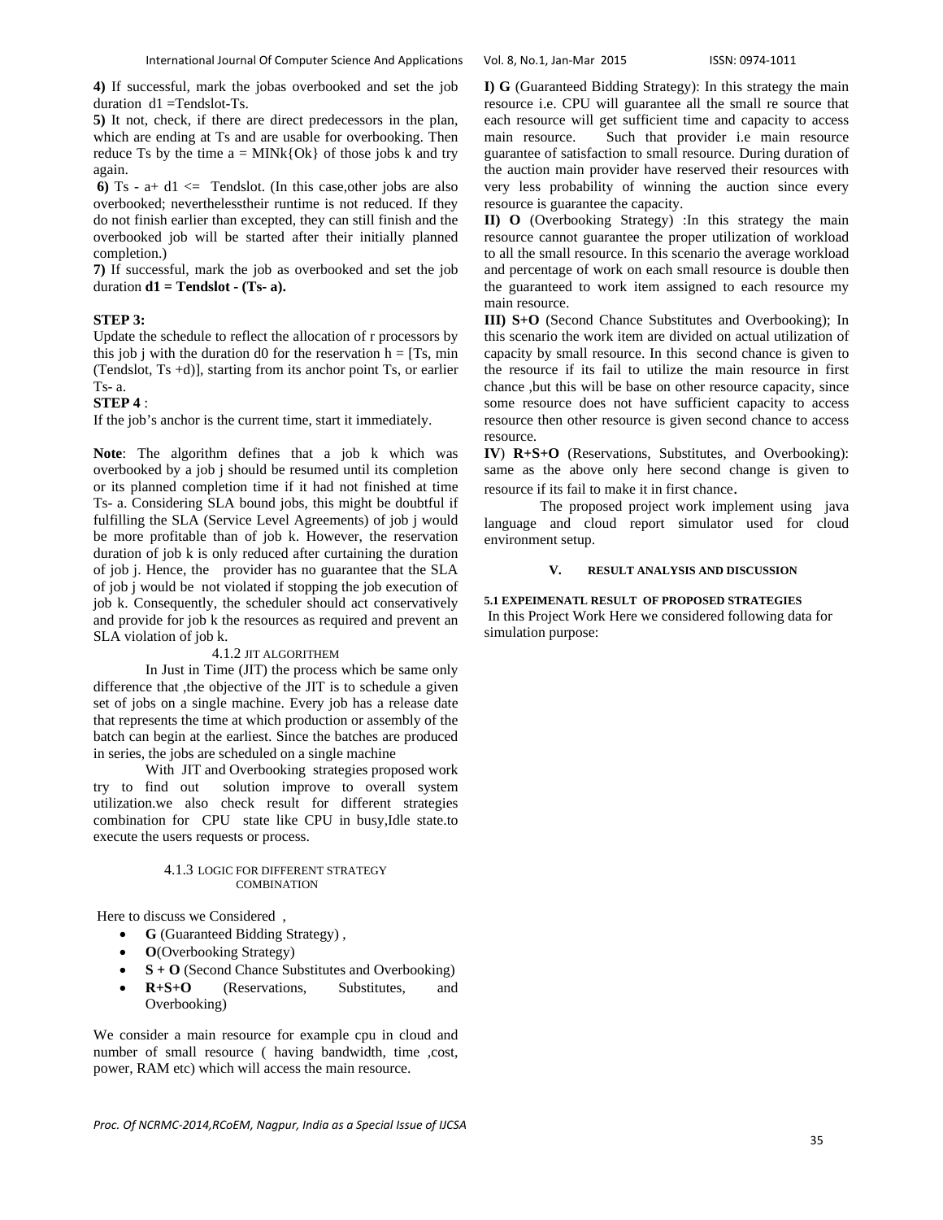**4)** If successful, mark the jobas overbooked and set the job duration $d1 = Tendslot\text{-}Ts$.

**5)** It not, check, if there are direct predecessors in the plan, which are ending at Ts and are usable for overbooking. Then reduce Ts by the time $a = MINk\{Ok\}$ of those jobs k and try again.

**6)** $Ts - a + d1 <= Tendslot$. (In this case,other jobs are also overbooked; neverthelesstheir runtime is not reduced. If they do not finish earlier than excepted, they can still finish and the overbooked job will be started after their initially planned completion.)

**7)** If successful, mark the job as overbooked and set the job duration $\mathbf{d1 = Tendslot - (Ts - a)}$.

**STEP 3:**

Update the schedule to reflect the allocation of r processors by this job j with the duration d0 for the reservation $h = [Ts, min(Tendslot, Ts + d)]$, starting from its anchor point Ts, or earlier Ts- a.

**STEP 4** :

If the job's anchor is the current time, start it immediately.

**Note**: The algorithm defines that a job k which was overbooked by a job j should be resumed until its completion or its planned completion time if it had not finished at time Ts- a. Considering SLA bound jobs, this might be doubtful if fulfilling the SLA (Service Level Agreements) of job j would be more profitable than of job k. However, the reservation duration of job k is only reduced after curtaining the duration of job j. Hence, the provider has no guarantee that the SLA of job j would be not violated if stopping the job execution of job k. Consequently, the scheduler should act conservatively and provide for job k the resources as required and prevent an SLA violation of job k.

### 4.1.2 JIT ALGORITHEM

In Just in Time (JIT) the process which be same only difference that ,the objective of the JIT is to schedule a given set of jobs on a single machine. Every job has a release date that represents the time at which production or assembly of the batch can begin at the earliest. Since the batches are produced in series, the jobs are scheduled on a single machine

With JIT and Overbooking strategies proposed work try to find out solution improve to overall system utilization.we also check result for different strategies combination for CPU state like CPU in busy,Idle state.to execute the users requests or process.

### 4.1.3 LOGIC FOR DIFFERENT STRATEGY COMBINATION

Here to discuss we Considered ,

- **G** (Guaranteed Bidding Strategy) ,
- **O**(Overbooking Strategy)
- **S + O** (Second Chance Substitutes and Overbooking)
- **R+S+O** (Reservations, Substitutes, and Overbooking)

We consider a main resource for example cpu in cloud and number of small resource ( having bandwidth, time ,cost, power, RAM etc) which will access the main resource.

**I) G** (Guaranteed Bidding Strategy): In this strategy the main resource i.e. CPU will guarantee all the small re source that each resource will get sufficient time and capacity to access main resource. Such that provider i.e main resource guarantee of satisfaction to small resource. During duration of the auction main provider have reserved their resources with very less probability of winning the auction since every resource is guarantee the capacity.

**II) O** (Overbooking Strategy) :In this strategy the main resource cannot guarantee the proper utilization of workload to all the small resource. In this scenario the average workload and percentage of work on each small resource is double then the guaranteed to work item assigned to each resource my main resource.

**III) S+O** (Second Chance Substitutes and Overbooking); In this scenario the work item are divided on actual utilization of capacity by small resource. In this second chance is given to the resource if its fail to utilize the main resource in first chance ,but this will be base on other resource capacity, since some resource does not have sufficient capacity to access resource then other resource is given second chance to access resource.

**IV**) **R+S+O** (Reservations, Substitutes, and Overbooking): same as the above only here second change is given to resource if its fail to make it in first chance.

The proposed project work implement using java language and cloud report simulator used for cloud environment setup.

## V. RESULT ANALYSIS AND DISCUSSION

### 5.1 EXPEIMENATL RESULT OF PROPOSED STRATEGIES

In this Project Work Here we considered following data for simulation purpose: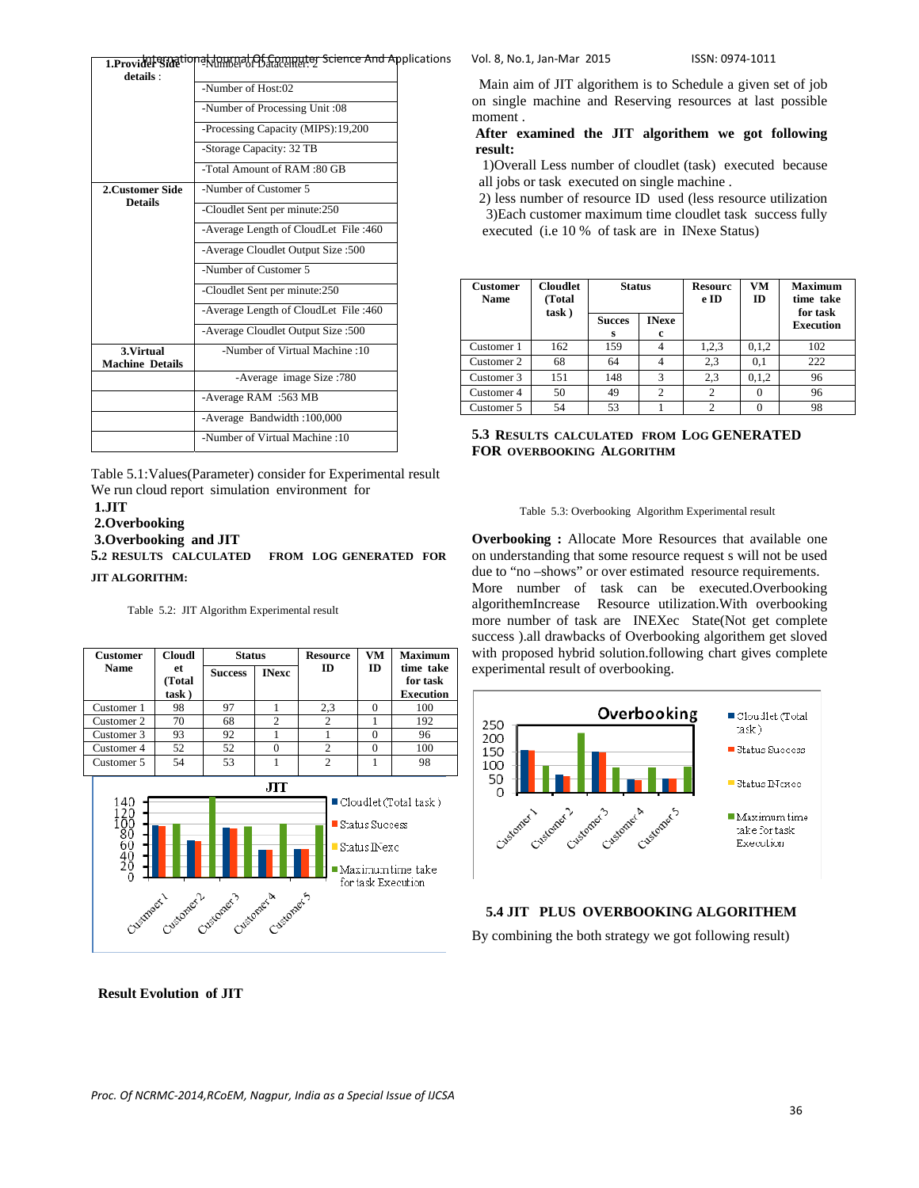| 1.Provider Side details : | -Number of Datacenter: 2 |
|---|---|
| | -Number of Host:02 |
| | -Number of Processing Unit :08 |
| | -Processing Capacity (MIPS):19,200 |
| | -Storage Capacity: 32 TB |
| | -Total Amount of RAM :80 GB |
| 2.Customer Side Details | -Number of Customer 5 |
| | -Cloudlet Sent per minute:250 |
| | -Average Length of CloudLet File :460 |
| | -Average Cloudlet Output Size :500 |
| | -Number of Customer 5 |
| | -Cloudlet Sent per minute:250 |
| | -Average Length of CloudLet File :460 |
| | -Average Cloudlet Output Size :500 |
| 3.Virtual Machine Details | -Number of Virtual Machine :10 |
| | -Average image Size :780 |
| | -Average RAM :563 MB |
| | -Average Bandwidth :100,000 |
| | -Number of Virtual Machine :10 |

Table 5.1:Values(Parameter) consider for Experimental result

We run cloud report simulation environment for

**1.JIT**

**2.Overbooking**

**3.Overbooking and JIT**

**5.2 RESULTS CALCULATED FROM LOG GENERATED FOR JIT ALGORITHM:**

Table 5.2: JIT Algorithm Experimental result

| Customer Name | Cloudlet (Total task ) | Status | | Resource ID | VM ID | Maximum time take for task Execution |
|---|---|---|---|---|---|---|
| | | Success | INexc | | | |
| Customer 1 | 98 | 97 | 1 | 2,3 | 0 | 100 |
| Customer 2 | 70 | 68 | 2 | 2 | 1 | 192 |
| Customer 3 | 93 | 92 | 1 | 1 | 0 | 96 |
| Customer 4 | 52 | 52 | 0 | 2 | 0 | 100 |
| Customer 5 | 54 | 53 | 1 | 2 | 1 | 98 |

**Result Evolution of JIT**

Main aim of JIT algorithem is to Schedule a given set of job on single machine and Reserving resources at last possible moment .

**After examined the JIT algorithem we got following result:**

1)Overall Less number of cloudlet (task) executed because all jobs or task executed on single machine .

2) less number of resource ID used (less resource utilization

3)Each customer maximum time cloudlet task success fully executed (i.e 10 % of task are in INexe Status)

| Customer Name | Cloudlet (Total task ) | Status | | Resource ID | VM ID | Maximum time take for task Execution |
|---|---|---|---|---|---|---|
| | | Success | INexec | | | |
| Customer 1 | 162 | 159 | 4 | 1,2,3 | 0,1,2 | 102 |
| Customer 2 | 68 | 64 | 4 | 2,3 | 0,1 | 222 |
| Customer 3 | 151 | 148 | 3 | 2,3 | 0,1,2 | 96 |
| Customer 4 | 50 | 49 | 2 | 2 | 0 | 96 |
| Customer 5 | 54 | 53 | 1 | 2 | 0 | 98 |

**5.3 RESULTS CALCULATED FROM LOG GENERATED FOR OVERBOOKING ALGORITHM**

Table 5.3: Overbooking Algorithm Experimental result

**Overbooking :** Allocate More Resources that available one on understanding that some resource request s will not be used due to "no –shows" or over estimated resource requirements. More number of task can be executed.Overbooking algorithemIncrease Resource utilization.With overbooking more number of task are INEXec State(Not get complete success ).all drawbacks of Overbooking algorithem get sloved with proposed hybrid solution.following chart gives complete experimental result of overbooking.

**5.4 JIT PLUS OVERBOOKING ALGORITHEM**

By combining the both strategy we got following result)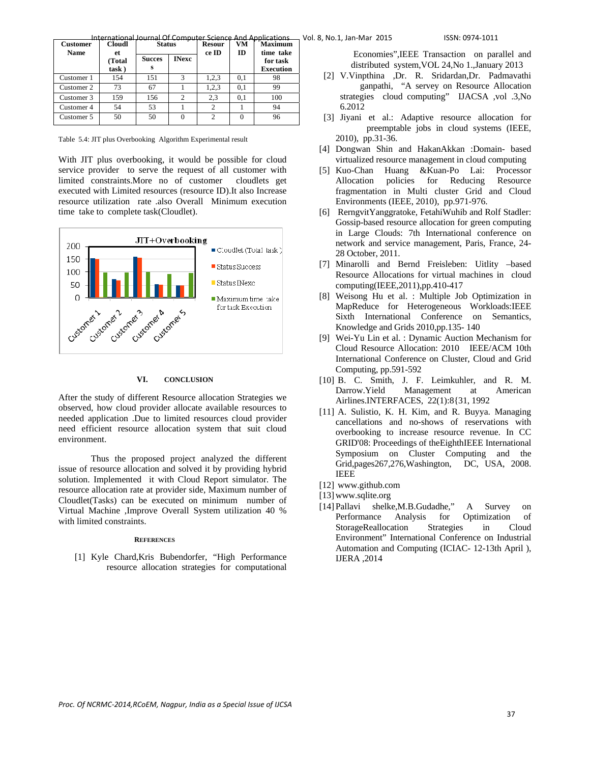| Customer Name | Cloudlet (Total task ) | Status | | Resource ID | VM ID | Maximum time take for task Execution |
|---|---|---|---|---|---|---|
| | | Success | INexc | | | |
| Customer 1 | 154 | 151 | 3 | 1,2,3 | 0,1 | 98 |
| Customer 2 | 73 | 67 | 1 | 1,2,3 | 0,1 | 99 |
| Customer 3 | 159 | 156 | 2 | 2,3 | 0,1 | 100 |
| Customer 4 | 54 | 53 | 1 | 2 | 1 | 94 |
| Customer 5 | 50 | 50 | 0 | 2 | 0 | 96 |

Table 5.4: JIT plus Overbooking Algorithm Experimental result

With JIT plus overbooking, it would be possible for cloud service provider to serve the request of all customer with limited constraints.More no of customer cloudlets get executed with Limited resources (resource ID).It also Increase resource utilization rate .also Overall Minimum execution time take to complete task(Cloudlet).

JIT+Overbooking

200
150
100
50
0

Customer 1
Customer 2
Customer 3
Customer 4
Customer 5

Cloudlet (Total task )
Status Success
Status INexc
Maximum time take for task Execution

## VI. CONCLUSION

After the study of different Resource allocation Strategies we observed, how cloud provider allocate available resources to needed application .Due to limited resources cloud provider need efficient resource allocation system that suit cloud environment.

Thus the proposed project analyzed the different issue of resource allocation and solved it by providing hybrid solution. Implemented it with Cloud Report simulator. The resource allocation rate at provider side, Maximum number of Cloudlet(Tasks) can be executed on minimum number of Virtual Machine ,Improve Overall System utilization 40 % with limited constraints.

### REFERENCES

[1] Kyle Chard,Kris Bubendorfer, "High Performance resource allocation strategies for computational Economies",IEEE Transaction on parallel and distributed system,VOL 24,No 1.,January 2013

[2] V.Vinpthina ,Dr. R. Sridardan,Dr. Padmavathi ganpathi, "A servey on Resource Allocation strategies cloud computing" IJACSA ,vol .3,No 6.2012

[3] Jiyani et al.: Adaptive resource allocation for preemptable jobs in cloud systems (IEEE, 2010), pp.31-36.

[4] Dongwan Shin and HakanAkkan :Domain- based virtualized resource management in cloud computing

[5] Kuo-Chan Huang &Kuan-Po Lai: Processor Allocation policies for Reducing Resource fragmentation in Multi cluster Grid and Cloud Environments (IEEE, 2010), pp.971-976.

[6] RerngvitYanggratoke, FetahiWuhib and Rolf Stadler: Gossip-based resource allocation for green computing in Large Clouds: 7th International conference on network and service management, Paris, France, 24-28 October, 2011.

[7] Minarolli and Bernd Freisleben: Uitlity –based Resource Allocations for virtual machines in cloud computing(IEEE,2011),pp.410-417

[8] Weisong Hu et al. : Multiple Job Optimization in MapReduce for Heterogeneous Workloads:IEEE Sixth International Conference on Semantics, Knowledge and Grids 2010,pp.135- 140

[9] Wei-Yu Lin et al. : Dynamic Auction Mechanism for Cloud Resource Allocation: 2010 IEEE/ACM 10th International Conference on Cluster, Cloud and Grid Computing, pp.591-592

[10] B. C. Smith, J. F. Leimkuhler, and R. M. Darrow.Yield Management at American Airlines.INTERFACES, 22(1):8{31, 1992

[11] A. Sulistio, K. H. Kim, and R. Buyya. Managing cancellations and no-shows of reservations with overbooking to increase resource revenue. In CC GRID'08: Proceedings of theEighthIEEE International Symposium on Cluster Computing and the Grid,pages267,276,Washington, DC, USA, 2008. IEEE

[12] www.github.com

[13] www.sqlite.org

[14] Pallavi shelke,M.B.Gudadhe," A Survey on Performance Analysis for Optimization of StorageReallocation Strategies in Cloud Environment" International Conference on Industrial Automation and Computing (ICIAC- 12-13th April ), IJERA ,2014